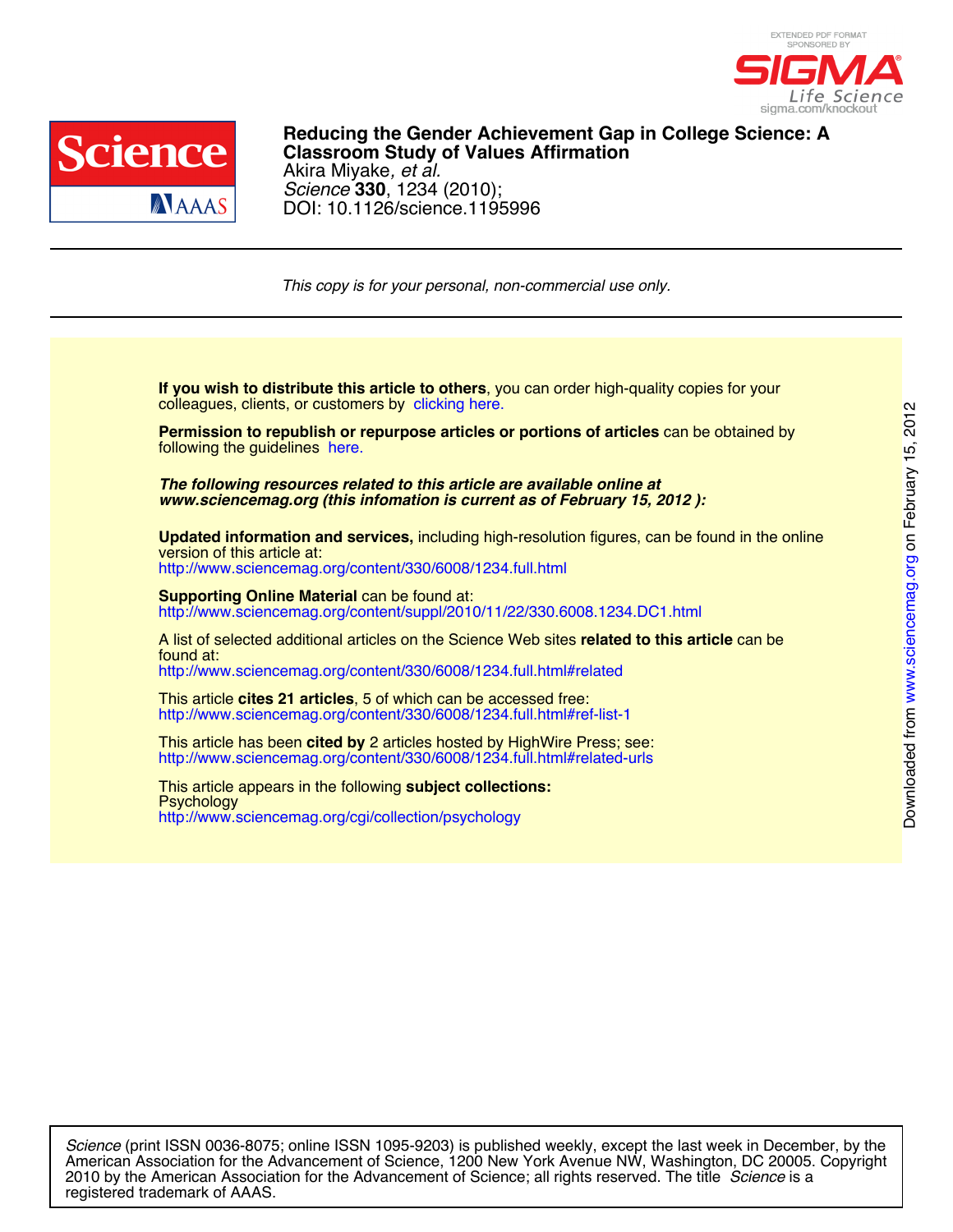**Reducing the Gender Achievement Gap in College Science: A Classroom Study of Values Affirmation**
Akira Miyake, *et al.*
*Science* **330**, 1234 (2010);
DOI: 10.1126/science.1195996

*This copy is for your personal, non-commercial use only.*

**If you wish to distribute this article to others**, you can order high-quality copies for your colleagues, clients, or customers by clicking here.

**Permission to republish or repurpose articles or portions of articles** can be obtained by following the guidelines here.

***The following resources related to this article are available online at www.sciencemag.org (this infomation is current as of February 15, 2012 ):***

**Updated information and services,** including high-resolution figures, can be found in the online version of this article at:
http://www.sciencemag.org/content/330/6008/1234.full.html

**Supporting Online Material** can be found at:
http://www.sciencemag.org/content/suppl/2010/11/22/330.6008.1234.DC1.html

A list of selected additional articles on the Science Web sites **related to this article** can be found at:
http://www.sciencemag.org/content/330/6008/1234.full.html#related

This article **cites 21 articles**, 5 of which can be accessed free:
http://www.sciencemag.org/content/330/6008/1234.full.html#ref-list-1

This article has been **cited by** 2 articles hosted by HighWire Press; see:
http://www.sciencemag.org/content/330/6008/1234.full.html#related-urls

This article appears in the following **subject collections:**
Psychology
http://www.sciencemag.org/cgi/collection/psychology

*Science* (print ISSN 0036-8075; online ISSN 1095-9203) is published weekly, except the last week in December, by the American Association for the Advancement of Science, 1200 New York Avenue NW, Washington, DC 20005. Copyright 2010 by the American Association for the Advancement of Science; all rights reserved. The title *Science* is a registered trademark of AAAS.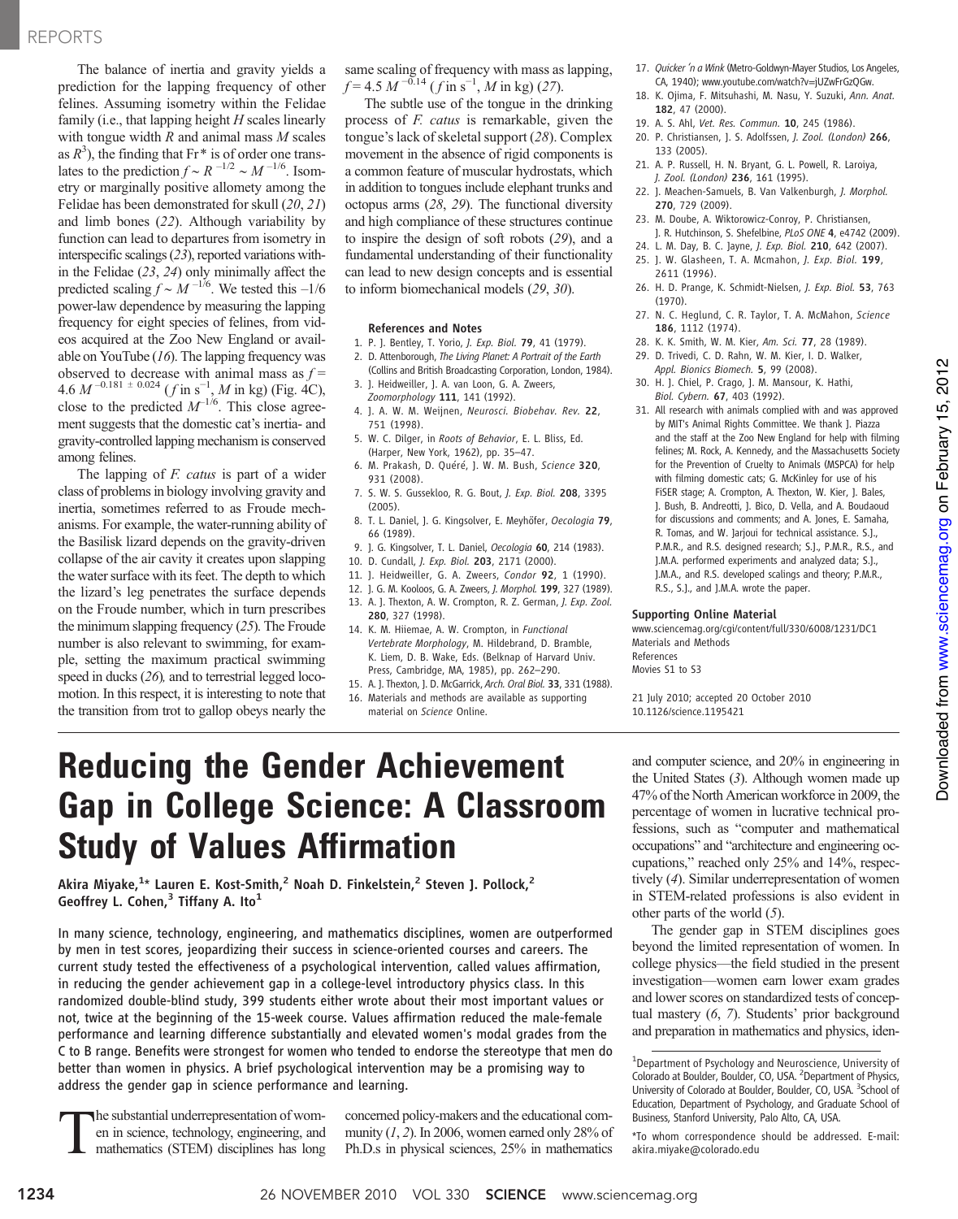The balance of inertia and gravity yields a prediction for the lapping frequency of other felines. Assuming isometry within the Felidae family (i.e., that lapping height $H$ scales linearly with tongue width $R$ and animal mass $M$ scales as $R^3$), the finding that Fr* is of order one translates to the prediction $f \sim R^{-1/2} \sim M^{-1/6}$. Isometry or marginally positive allometry among the Felidae has been demonstrated for skull (20, 21) and limb bones (22). Although variability by function can lead to departures from isometry in interspecific scalings (23), reported variations within the Felidae (23, 24) only minimally affect the predicted scaling $f \sim M^{-1/6}$. We tested this –1/6 power-law dependence by measuring the lapping frequency for eight species of felines, from videos acquired at the Zoo New England or available on YouTube (16). The lapping frequency was observed to decrease with animal mass as $f = 4.6\,M^{-0.181 \pm 0.024}$ ($f$ in s$^{-1}$, $M$ in kg) (Fig. 4C), close to the predicted $M^{-1/6}$. This close agreement suggests that the domestic cat's inertia- and gravity-controlled lapping mechanism is conserved among felines.

The lapping of *F. catus* is part of a wider class of problems in biology involving gravity and inertia, sometimes referred to as Froude mechanisms. For example, the water-running ability of the Basilisk lizard depends on the gravity-driven collapse of the air cavity it creates upon slapping the water surface with its feet. The depth to which the lizard's leg penetrates the surface depends on the Froude number, which in turn prescribes the minimum slapping frequency (25). The Froude number is also relevant to swimming, for example, setting the maximum practical swimming speed in ducks (26), and to terrestrial legged locomotion. In this respect, it is interesting to note that the transition from trot to gallop obeys nearly the same scaling of frequency with mass as lapping, $f = 4.5\,M^{-0.14}$ ($f$ in s$^{-1}$, $M$ in kg) (27).

The subtle use of the tongue in the drinking process of *F. catus* is remarkable, given the tongue's lack of skeletal support (28). Complex movement in the absence of rigid components is a common feature of muscular hydrostats, which in addition to tongues include elephant trunks and octopus arms (28, 29). The functional diversity and high compliance of these structures continue to inspire the design of soft robots (29), and a fundamental understanding of their functionality can lead to new design concepts and is essential to inform biomechanical models (29, 30).

### References and Notes

1. P. J. Bentley, T. Yorio, *J. Exp. Biol.* **79**, 41 (1979).
2. D. Attenborough, *The Living Planet: A Portrait of the Earth* (Collins and British Broadcasting Corporation, London, 1984).
3. J. Heidweiller, J. A. van Loon, G. A. Zweers, *Zoomorphology* **111**, 141 (1992).
4. J. A. W. M. Weijnen, *Neurosci. Biobehav. Rev.* **22**, 751 (1998).
5. W. C. Dilger, in *Roots of Behavior*, E. L. Bliss, Ed. (Harper, New York, 1962), pp. 35–47.
6. M. Prakash, D. Quéré, J. W. M. Bush, *Science* **320**, 931 (2008).
7. S. W. S. Gussekloo, R. G. Bout, *J. Exp. Biol.* **208**, 3395 (2005).
8. T. L. Daniel, J. G. Kingsolver, E. Meyhöfer, *Oecologia* **79**, 66 (1989).
9. J. G. Kingsolver, T. L. Daniel, *Oecologia* **60**, 214 (1983).
10. D. Cundall, *J. Exp. Biol.* **203**, 2171 (2000).
11. J. Heidweiller, G. A. Zweers, *Condor* **92**, 1 (1990).
12. J. G. M. Kooloos, G. A. Zweers, *J. Morphol.* **199**, 327 (1989).
13. A. J. Thexton, A. W. Crompton, R. Z. German, *J. Exp. Zool.* **280**, 327 (1998).
14. K. M. Hiiemae, A. W. Crompton, in *Functional Vertebrate Morphology*, M. Hildebrand, D. Bramble, K. Liem, D. B. Wake, Eds. (Belknap of Harvard Univ. Press, Cambridge, MA, 1985), pp. 262–290.
15. A. J. Thexton, J. D. McGarrick, *Arch. Oral Biol.* **33**, 331 (1988).
16. Materials and methods are available as supporting material on *Science* Online.
17. *Quicker 'n a Wink* (Metro-Goldwyn-Mayer Studios, Los Angeles, CA, 1940); www.youtube.com/watch?v=jUZwFrGzQGw.
18. K. Ojima, F. Mitsuhashi, M. Nasu, Y. Suzuki, *Ann. Anat.* **182**, 47 (2000).
19. A. S. Ahl, *Vet. Res. Commun.* **10**, 245 (1986).
20. P. Christiansen, J. S. Adolfssen, *J. Zool. (London)* **266**, 133 (2005).
21. A. P. Russell, H. N. Bryant, G. L. Powell, R. Laroiya, *J. Zool. (London)* **236**, 161 (1995).
22. J. Meachen-Samuels, B. Van Valkenburgh, *J. Morphol.* **270**, 729 (2009).
23. M. Doube, A. Wiktorowicz-Conroy, P. Christiansen, J. R. Hutchinson, S. Shefelbine, *PLoS ONE* **4**, e4742 (2009).
24. L. M. Day, B. C. Jayne, *J. Exp. Biol.* **210**, 642 (2007).
25. J. W. Glasheen, T. A. Mcmahon, *J. Exp. Biol.* **199**, 2611 (1996).
26. H. D. Prange, K. Schmidt-Nielsen, *J. Exp. Biol.* **53**, 763 (1970).
27. N. C. Heglund, C. R. Taylor, T. A. McMahon, *Science* **186**, 1112 (1974).
28. K. K. Smith, W. M. Kier, *Am. Sci.* **77**, 28 (1989).
29. D. Trivedi, C. D. Rahn, W. M. Kier, I. D. Walker, *Appl. Bionics Biomech.* **5**, 99 (2008).
30. H. J. Chiel, P. Crago, J. M. Mansour, K. Hathi, *Biol. Cybern.* **67**, 403 (1992).
31. All research with animals complied with and was approved by MIT's Animal Rights Committee. We thank J. Piazza and the staff at the Zoo New England for help with filming felines; M. Rock, A. Kennedy, and the Massachusetts Society for the Prevention of Cruelty to Animals (MSPCA) for help with filming domestic cats; G. McKinley for use of his FiSER stage; A. Crompton, A. Thexton, W. Kier, J. Bales, J. Bush, B. Andreotti, J. Bico, D. Vella, and A. Boudaoud for discussions and comments; and A. Jones, E. Samaha, R. Tomas, and W. Jarjoui for technical assistance. S.J., P.M.R., and R.S. designed research; S.J., P.M.R., R.S., and J.M.A. performed experiments and analyzed data; S.J., J.M.A., and R.S. developed scalings and theory; P.M.R., R.S., S.J., and J.M.A. wrote the paper.

### Supporting Online Material

www.sciencemag.org/cgi/content/full/330/6008/1231/DC1
Materials and Methods
References
Movies S1 to S3

21 July 2010; accepted 20 October 2010
10.1126/science.1195421

# Reducing the Gender Achievement Gap in College Science: A Classroom Study of Values Affirmation

**Akira Miyake,[1]* Lauren E. Kost-Smith,[2] Noah D. Finkelstein,[2] Steven J. Pollock,[2] Geoffrey L. Cohen,[3] Tiffany A. Ito[1]**

In many science, technology, engineering, and mathematics disciplines, women are outperformed by men in test scores, jeopardizing their success in science-oriented courses and careers. The current study tested the effectiveness of a psychological intervention, called values affirmation, in reducing the gender achievement gap in a college-level introductory physics class. In this randomized double-blind study, 399 students either wrote about their most important values or not, twice at the beginning of the 15-week course. Values affirmation reduced the male-female performance and learning difference substantially and elevated women's modal grades from the C to B range. Benefits were strongest for women who tended to endorse the stereotype that men do better than women in physics. A brief psychological intervention may be a promising way to address the gender gap in science performance and learning.

The substantial underrepresentation of women in science, technology, engineering, and mathematics (STEM) disciplines has long concerned policy-makers and the educational community (1, 2). In 2006, women earned only 28% of Ph.D.s in physical sciences, 25% in mathematics and computer science, and 20% in engineering in the United States (3). Although women made up 47% of the North American workforce in 2009, the percentage of women in lucrative technical professions, such as "computer and mathematical occupations" and "architecture and engineering occupations," reached only 25% and 14%, respectively (4). Similar underrepresentation of women in STEM-related professions is also evident in other parts of the world (5).

The gender gap in STEM disciplines goes beyond the limited representation of women. In college physics—the field studied in the present investigation—women earn lower exam grades and lower scores on standardized tests of conceptual mastery (6, 7). Students' prior background and preparation in mathematics and physics, iden-

[1]Department of Psychology and Neuroscience, University of Colorado at Boulder, Boulder, CO, USA. [2]Department of Physics, University of Colorado at Boulder, Boulder, CO, USA. [3]School of Education, Department of Psychology, and Graduate School of Business, Stanford University, Palo Alto, CA, USA.

*To whom correspondence should be addressed. E-mail: akira.miyake@colorado.edu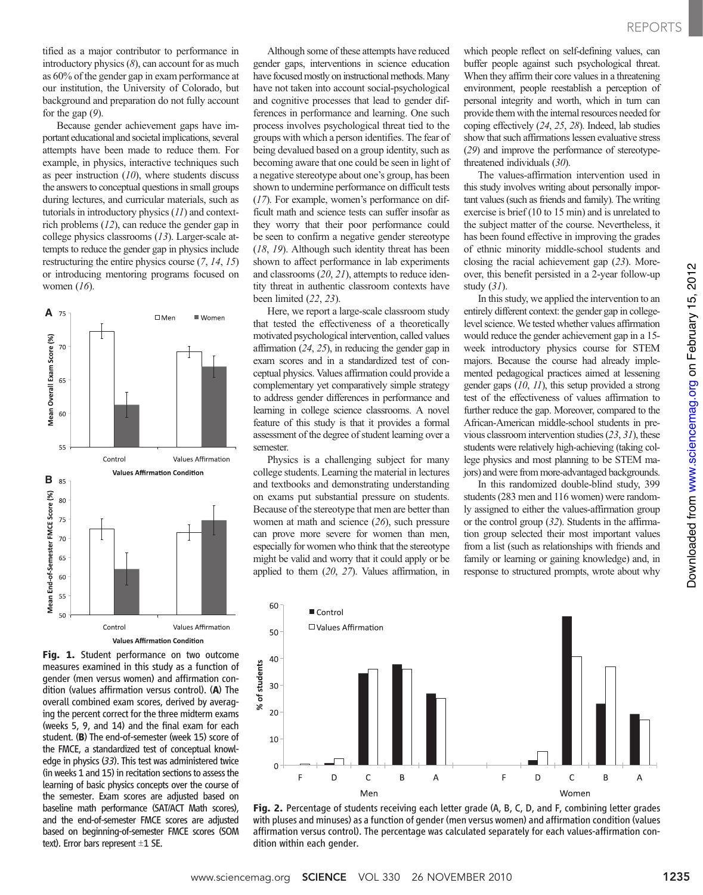tified as a major contributor to performance in introductory physics (*8*), can account for as much as 60% of the gender gap in exam performance at our institution, the University of Colorado, but background and preparation do not fully account for the gap (*9*).

Because gender achievement gaps have important educational and societal implications, several attempts have been made to reduce them. For example, in physics, interactive techniques such as peer instruction (*10*), where students discuss the answers to conceptual questions in small groups during lectures, and curricular materials, such as tutorials in introductory physics (*11*) and context-rich problems (*12*), can reduce the gender gap in college physics classrooms (*13*). Larger-scale attempts to reduce the gender gap in physics include restructuring the entire physics course (*7*, *14*, *15*) or introducing mentoring programs focused on women (*16*).

**Fig. 1.** Student performance on two outcome measures examined in this study as a function of gender (men versus women) and affirmation condition (values affirmation versus control). (**A**) The overall combined exam scores, derived by averaging the percent correct for the three midterm exams (weeks 5, 9, and 14) and the final exam for each student. (**B**) The end-of-semester (week 15) score of the FMCE, a standardized test of conceptual knowledge in physics (*33*). This test was administered twice (in weeks 1 and 15) in recitation sections to assess the learning of basic physics concepts over the course of the semester. Exam scores are adjusted based on baseline math performance (SAT/ACT Math scores), and the end-of-semester FMCE scores are adjusted based on beginning-of-semester FMCE scores (SOM text). Error bars represent ±1 SE.

Although some of these attempts have reduced gender gaps, interventions in science education have focused mostly on instructional methods. Many have not taken into account social-psychological and cognitive processes that lead to gender differences in performance and learning. One such process involves psychological threat tied to the groups with which a person identifies. The fear of being devalued based on a group identity, such as becoming aware that one could be seen in light of a negative stereotype about one's group, has been shown to undermine performance on difficult tests (*17*). For example, women's performance on difficult math and science tests can suffer insofar as they worry that their poor performance could be seen to confirm a negative gender stereotype (*18*, *19*). Although such identity threat has been shown to affect performance in lab experiments and classrooms (*20*, *21*), attempts to reduce identity threat in authentic classroom contexts have been limited (*22*, *23*).

Here, we report a large-scale classroom study that tested the effectiveness of a theoretically motivated psychological intervention, called values affirmation (*24*, *25*), in reducing the gender gap in exam scores and in a standardized test of conceptual physics. Values affirmation could provide a complementary yet comparatively simple strategy to address gender differences in performance and learning in college science classrooms. A novel feature of this study is that it provides a formal assessment of the degree of student learning over a semester.

Physics is a challenging subject for many college students. Learning the material in lectures and textbooks and demonstrating understanding on exams put substantial pressure on students. Because of the stereotype that men are better than women at math and science (*26*), such pressure can prove more severe for women than men, especially for women who think that the stereotype might be valid and worry that it could apply to or be applied to them (*20*, *27*). Values affirmation, in which people reflect on self-defining values, can buffer people against such psychological threat. When they affirm their core values in a threatening environment, people reestablish a perception of personal integrity and worth, which in turn can provide them with the internal resources needed for coping effectively (*24*, *25*, *28*). Indeed, lab studies show that such affirmations lessen evaluative stress (*29*) and improve the performance of stereotype-threatened individuals (*30*).

The values-affirmation intervention used in this study involves writing about personally important values (such as friends and family). The writing exercise is brief (10 to 15 min) and is unrelated to the subject matter of the course. Nevertheless, it has been found effective in improving the grades of ethnic minority middle-school students and closing the racial achievement gap (*23*). Moreover, this benefit persisted in a 2-year follow-up study (*31*).

In this study, we applied the intervention to an entirely different context: the gender gap in college-level science. We tested whether values affirmation would reduce the gender achievement gap in a 15-week introductory physics course for STEM majors. Because the course had already implemented pedagogical practices aimed at lessening gender gaps (*10*, *11*), this setup provided a strong test of the effectiveness of values affirmation to further reduce the gap. Moreover, compared to the African-American middle-school students in previous classroom intervention studies (*23*, *31*), these students were relatively high-achieving (taking college physics and most planning to be STEM majors) and were from more-advantaged backgrounds.

In this randomized double-blind study, 399 students (283 men and 116 women) were randomly assigned to either the values-affirmation group or the control group (*32*). Students in the affirmation group selected their most important values from a list (such as relationships with friends and family or learning or gaining knowledge) and, in response to structured prompts, wrote about why

**Fig. 2.** Percentage of students receiving each letter grade (A, B, C, D, and F, combining letter grades with pluses and minuses) as a function of gender (men versus women) and affirmation condition (values affirmation versus control). The percentage was calculated separately for each values-affirmation condition within each gender.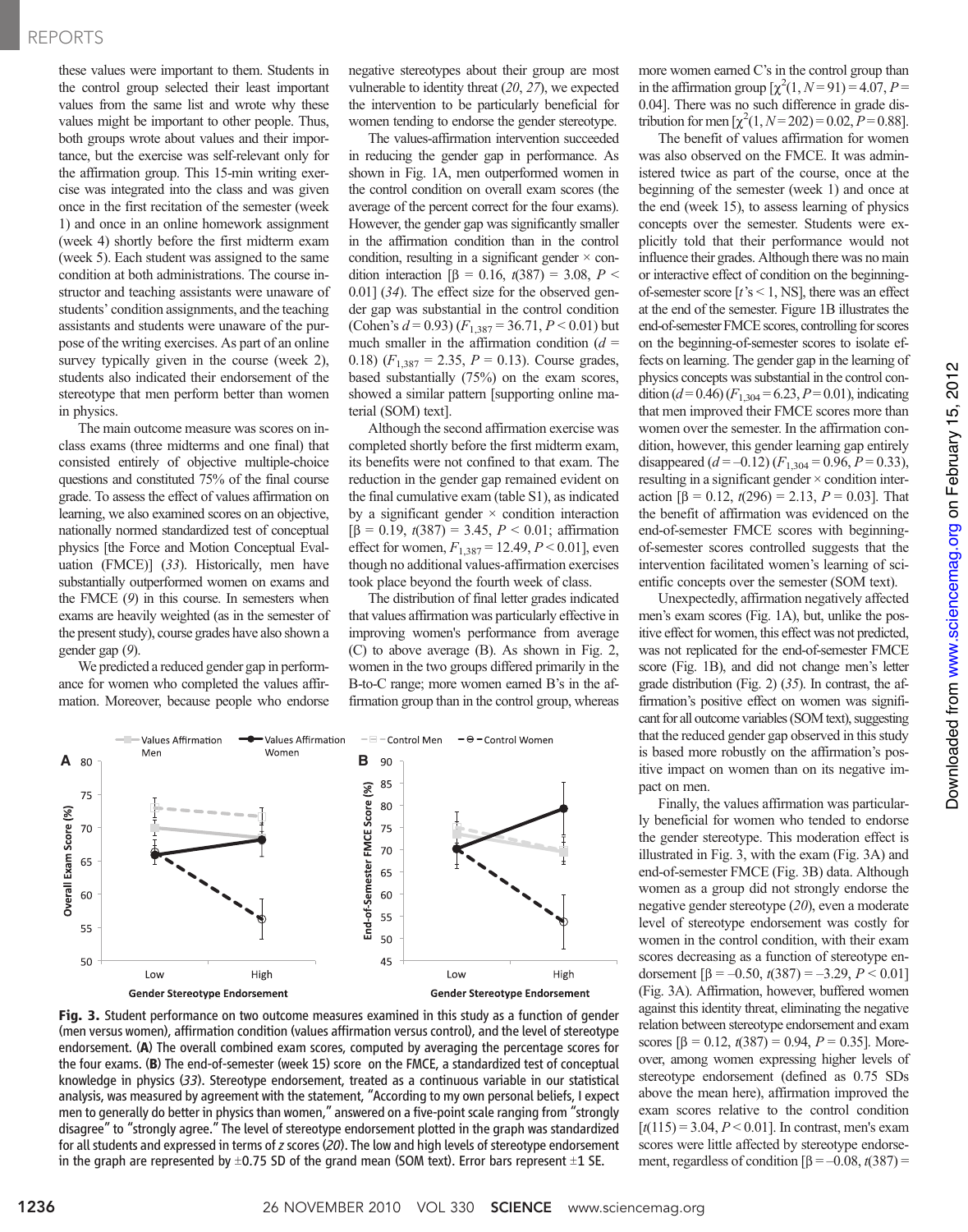these values were important to them. Students in the control group selected their least important values from the same list and wrote why these values might be important to other people. Thus, both groups wrote about values and their importance, but the exercise was self-relevant only for the affirmation group. This 15-min writing exercise was integrated into the class and was given once in the first recitation of the semester (week 1) and once in an online homework assignment (week 4) shortly before the first midterm exam (week 5). Each student was assigned to the same condition at both administrations. The course instructor and teaching assistants were unaware of students' condition assignments, and the teaching assistants and students were unaware of the purpose of the writing exercises. As part of an online survey typically given in the course (week 2), students also indicated their endorsement of the stereotype that men perform better than women in physics.

The main outcome measure was scores on in-class exams (three midterms and one final) that consisted entirely of objective multiple-choice questions and constituted 75% of the final course grade. To assess the effect of values affirmation on learning, we also examined scores on an objective, nationally normed standardized test of conceptual physics [the Force and Motion Conceptual Evaluation (FMCE)] (*33*). Historically, men have substantially outperformed women on exams and the FMCE (*9*) in this course. In semesters when exams are heavily weighted (as in the semester of the present study), course grades have also shown a gender gap (*9*).

We predicted a reduced gender gap in performance for women who completed the values affirmation. Moreover, because people who endorse negative stereotypes about their group are most vulnerable to identity threat (*20*, *27*), we expected the intervention to be particularly beneficial for women tending to endorse the gender stereotype.

The values-affirmation intervention succeeded in reducing the gender gap in performance. As shown in Fig. 1A, men outperformed women in the control condition on overall exam scores (the average of the percent correct for the four exams). However, the gender gap was significantly smaller in the affirmation condition than in the control condition, resulting in a significant gender × condition interaction [$\beta = 0.16$, $t(387) = 3.08$, $P < 0.01$] (*34*). The effect size for the observed gender gap was substantial in the control condition (Cohen's $d = 0.93$) ($F_{1,387} = 36.71$, $P < 0.01$) but much smaller in the affirmation condition ($d = 0.18$) ($F_{1,387} = 2.35$, $P = 0.13$). Course grades, based substantially (75%) on the exam scores, showed a similar pattern [supporting online material (SOM) text].

Although the second affirmation exercise was completed shortly before the first midterm exam, its benefits were not confined to that exam. The reduction in the gender gap remained evident on the final cumulative exam (table S1), as indicated by a significant gender × condition interaction [$\beta = 0.19$, $t(387) = 3.45$, $P < 0.01$; affirmation effect for women, $F_{1,387} = 12.49$, $P < 0.01$], even though no additional values-affirmation exercises took place beyond the fourth week of class.

The distribution of final letter grades indicated that values affirmation was particularly effective in improving women's performance from average (C) to above average (B). As shown in Fig. 2, women in the two groups differed primarily in the B-to-C range; more women earned B's in the affirmation group than in the control group, whereas more women earned C's in the control group than in the affirmation group [$\chi^2(1, N = 91) = 4.07$, $P = 0.04$]. There was no such difference in grade distribution for men [$\chi^2(1, N = 202) = 0.02$, $P = 0.88$].

The benefit of values affirmation for women was also observed on the FMCE. It was administered twice as part of the course, once at the beginning of the semester (week 1) and once at the end (week 15), to assess learning of physics concepts over the semester. Students were explicitly told that their performance would not influence their grades. Although there was no main or interactive effect of condition on the beginning-of-semester score [$t$'s < 1, NS], there was an effect at the end of the semester. Figure 1B illustrates the end-of-semester FMCE scores, controlling for scores on the beginning-of-semester scores to isolate effects on learning. The gender gap in the learning of physics concepts was substantial in the control condition ($d = 0.46$) ($F_{1,304} = 6.23$, $P = 0.01$), indicating that men improved their FMCE scores more than women over the semester. In the affirmation condition, however, this gender learning gap entirely disappeared ($d = -0.12$) ($F_{1,304} = 0.96$, $P = 0.33$), resulting in a significant gender × condition interaction [$\beta = 0.12$, $t(296) = 2.13$, $P = 0.03$]. That the benefit of affirmation was evidenced on the end-of-semester FMCE scores with beginning-of-semester scores controlled suggests that the intervention facilitated women's learning of scientific concepts over the semester (SOM text).

Unexpectedly, affirmation negatively affected men's exam scores (Fig. 1A), but, unlike the positive effect for women, this effect was not predicted, was not replicated for the end-of-semester FMCE score (Fig. 1B), and did not change men's letter grade distribution (Fig. 2) (*35*). In contrast, the affirmation's positive effect on women was significant for all outcome variables (SOM text), suggesting that the reduced gender gap observed in this study is based more robustly on the affirmation's positive impact on women than on its negative impact on men.

Finally, the values affirmation was particularly beneficial for women who tended to endorse the gender stereotype. This moderation effect is illustrated in Fig. 3, with the exam (Fig. 3A) and end-of-semester FMCE (Fig. 3B) data. Although women as a group did not strongly endorse the negative gender stereotype (*20*), even a moderate level of stereotype endorsement was costly for women in the control condition, with their exam scores decreasing as a function of stereotype endorsement [$\beta = -0.50$, $t(387) = -3.29$, $P < 0.01$] (Fig. 3A). Affirmation, however, buffered women against this identity threat, eliminating the negative relation between stereotype endorsement and exam scores [$\beta = 0.12$, $t(387) = 0.94$, $P = 0.35$]. Moreover, among women expressing higher levels of stereotype endorsement (defined as 0.75 SDs above the mean here), affirmation improved the exam scores relative to the control condition [$t(115) = 3.04$, $P < 0.01$]. In contrast, men's exam scores were little affected by stereotype endorsement, regardless of condition [$\beta = -0.08$, $t(387) =$

**Fig. 3.** Student performance on two outcome measures examined in this study as a function of gender (men versus women), affirmation condition (values affirmation versus control), and the level of stereotype endorsement. (**A**) The overall combined exam scores, computed by averaging the percentage scores for the four exams. (**B**) The end-of-semester (week 15) score on the FMCE, a standardized test of conceptual knowledge in physics (*33*). Stereotype endorsement, treated as a continuous variable in our statistical analysis, was measured by agreement with the statement, "According to my own personal beliefs, I expect men to generally do better in physics than women," answered on a five-point scale ranging from "strongly disagree" to "strongly agree." The level of stereotype endorsement plotted in the graph was standardized for all students and expressed in terms of $z$ scores (*20*). The low and high levels of stereotype endorsement in the graph are represented by ±0.75 SD of the grand mean (SOM text). Error bars represent ±1 SE.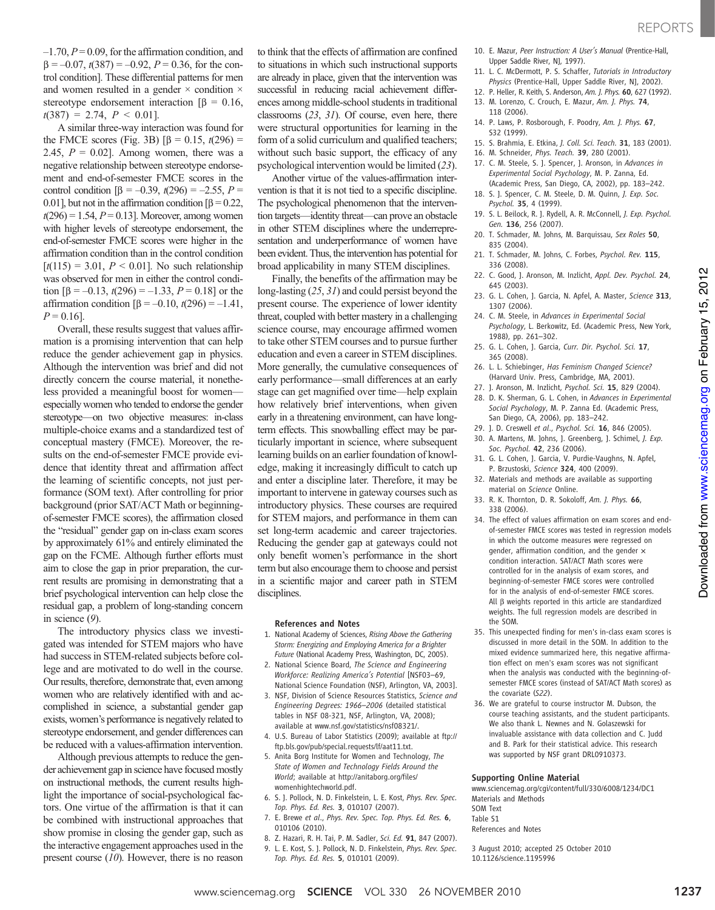–1.70, $P = 0.09$, for the affirmation condition, and $\beta = -0.07$, $t(387) = -0.92$, $P = 0.36$, for the control condition]. These differential patterns for men and women resulted in a gender × condition × stereotype endorsement interaction [$\beta = 0.16$, $t(387) = 2.74$, $P < 0.01$].

A similar three-way interaction was found for the FMCE scores (Fig. 3B) [$\beta = 0.15$, $t(296) = 2.45$, $P = 0.02$]. Among women, there was a negative relationship between stereotype endorsement and end-of-semester FMCE scores in the control condition [$\beta = -0.39$, $t(296) = -2.55$, $P = 0.01$], but not in the affirmation condition [$\beta = 0.22$, $t(296) = 1.54$, $P = 0.13$]. Moreover, among women with higher levels of stereotype endorsement, the end-of-semester FMCE scores were higher in the affirmation condition than in the control condition [$t(115) = 3.01$, $P < 0.01$]. No such relationship was observed for men in either the control condition [$\beta = -0.13$, $t(296) = -1.33$, $P = 0.18$] or the affirmation condition [$\beta = -0.10$, $t(296) = -1.41$, $P = 0.16$].

Overall, these results suggest that values affirmation is a promising intervention that can help reduce the gender achievement gap in physics. Although the intervention was brief and did not directly concern the course material, it nonetheless provided a meaningful boost for women—especially women who tended to endorse the gender stereotype—on two objective measures: in-class multiple-choice exams and a standardized test of conceptual mastery (FMCE). Moreover, the results on the end-of-semester FMCE provide evidence that identity threat and affirmation affect the learning of scientific concepts, not just performance (SOM text). After controlling for prior background (prior SAT/ACT Math or beginning-of-semester FMCE scores), the affirmation closed the "residual" gender gap on in-class exam scores by approximately 61% and entirely eliminated the gap on the FCME. Although further efforts must aim to close the gap in prior preparation, the current results are promising in demonstrating that a brief psychological intervention can help close the residual gap, a problem of long-standing concern in science (*9*).

The introductory physics class we investigated was intended for STEM majors who have had success in STEM-related subjects before college and are motivated to do well in the course. Our results, therefore, demonstrate that, even among women who are relatively identified with and accomplished in science, a substantial gender gap exists, women's performance is negatively related to stereotype endorsement, and gender differences can be reduced with a values-affirmation intervention.

Although previous attempts to reduce the gender achievement gap in science have focused mostly on instructional methods, the current results highlight the importance of social-psychological factors. One virtue of the affirmation is that it can be combined with instructional approaches that show promise in closing the gender gap, such as the interactive engagement approaches used in the present course (*10*). However, there is no reason to think that the effects of affirmation are confined to situations in which such instructional supports are already in place, given that the intervention was successful in reducing racial achievement differences among middle-school students in traditional classrooms (*23*, *31*). Of course, even here, there were structural opportunities for learning in the form of a solid curriculum and qualified teachers; without such basic support, the efficacy of any psychological intervention would be limited (*23*).

Another virtue of the values-affirmation intervention is that it is not tied to a specific discipline. The psychological phenomenon that the intervention targets—identity threat—can prove an obstacle in other STEM disciplines where the underrepresentation and underperformance of women have been evident. Thus, the intervention has potential for broad applicability in many STEM disciplines.

Finally, the benefits of the affirmation may be long-lasting (*25*, *31*) and could persist beyond the present course. The experience of lower identity threat, coupled with better mastery in a challenging science course, may encourage affirmed women to take other STEM courses and to pursue further education and even a career in STEM disciplines. More generally, the cumulative consequences of early performance—small differences at an early stage can get magnified over time—help explain how relatively brief interventions, when given early in a threatening environment, can have long-term effects. This snowballing effect may be particularly important in science, where subsequent learning builds on an earlier foundation of knowledge, making it increasingly difficult to catch up and enter a discipline later. Therefore, it may be important to intervene in gateway courses such as introductory physics. These courses are required for STEM majors, and performance in them can set long-term academic and career trajectories. Reducing the gender gap at gateways could not only benefit women's performance in the short term but also encourage them to choose and persist in a scientific major and career path in STEM disciplines.

### References and Notes

1. National Academy of Sciences, *Rising Above the Gathering Storm: Energizing and Employing America for a Brighter Future* (National Academy Press, Washington, DC, 2005).
2. National Science Board, *The Science and Engineering Workforce: Realizing America's Potential* [NSF03–69, National Science Foundation (NSF), Arlington, VA, 2003].
3. NSF, Division of Science Resources Statistics, *Science and Engineering Degrees: 1966–2006* (detailed statistical tables in NSF 08-321, NSF, Arlington, VA, 2008); available at www.nsf.gov/statistics/nsf08321/.
4. U.S. Bureau of Labor Statistics (2009); available at ftp://ftp.bls.gov/pub/special.requests/lf/aat11.txt.
5. Anita Borg Institute for Women and Technology, *The State of Women and Technology Fields Around the World*; available at http://anitaborg.org/files/womenhightechworld.pdf.
6. S. J. Pollock, N. D. Finkelstein, L. E. Kost, *Phys. Rev. Spec. Top. Phys. Ed. Res.* **3**, 010107 (2007).
7. E. Brewe *et al.*, *Phys. Rev. Spec. Top. Phys. Ed. Res.* **6**, 010106 (2010).
8. Z. Hazari, R. H. Tai, P. M. Sadler, *Sci. Ed.* **91**, 847 (2007).
9. L. E. Kost, S. J. Pollock, N. D. Finkelstein, *Phys. Rev. Spec. Top. Phys. Ed. Res.* **5**, 010101 (2009).
10. E. Mazur, *Peer Instruction: A User's Manual* (Prentice-Hall, Upper Saddle River, NJ, 1997).
11. L. C. McDermott, P. S. Schaffer, *Tutorials in Introductory Physics* (Prentice-Hall, Upper Saddle River, NJ, 2002).
12. P. Heller, R. Keith, S. Anderson, *Am. J. Phys.* **60**, 627 (1992).
13. M. Lorenzo, C. Crouch, E. Mazur, *Am. J. Phys.* **74**, 118 (2006).
14. P. Laws, P. Rosborough, F. Poodry, *Am. J. Phys.* **67**, S32 (1999).
15. S. Brahmia, E. Etkina, *J. Coll. Sci. Teach.* **31**, 183 (2001).
16. M. Schneider, *Phys. Teach.* **39**, 280 (2001).
17. C. M. Steele, S. J. Spencer, J. Aronson, in *Advances in Experimental Social Psychology*, M. P. Zanna, Ed. (Academic Press, San Diego, CA, 2002), pp. 183–242.
18. S. J. Spencer, C. M. Steele, D. M. Quinn, *J. Exp. Soc. Psychol.* **35**, 4 (1999).
19. S. L. Beilock, R. J. Rydell, A. R. McConnell, *J. Exp. Psychol. Gen.* **136**, 256 (2007).
20. T. Schmader, M. Johns, M. Barquissau, *Sex Roles* **50**, 835 (2004).
21. T. Schmader, M. Johns, C. Forbes, *Psychol. Rev.* **115**, 336 (2008).
22. C. Good, J. Aronson, M. Inzlicht, *Appl. Dev. Psychol.* **24**, 645 (2003).
23. G. L. Cohen, J. Garcia, N. Apfel, A. Master, *Science* **313**, 1307 (2006).
24. C. M. Steele, in *Advances in Experimental Social Psychology*, L. Berkowitz, Ed. (Academic Press, New York, 1988), pp. 261–302.
25. G. L. Cohen, J. Garcia, *Curr. Dir. Psychol. Sci.* **17**, 365 (2008).
26. L. L. Schiebinger, *Has Feminism Changed Science?* (Harvard Univ. Press, Cambridge, MA, 2001).
27. J. Aronson, M. Inzlicht, *Psychol. Sci.* **15**, 829 (2004).
28. D. K. Sherman, G. L. Cohen, in *Advances in Experimental Social Psychology*, M. P. Zanna Ed. (Academic Press, San Diego, CA, 2006), pp. 183–242.
29. J. D. Creswell *et al.*, *Psychol. Sci.* **16**, 846 (2005).
30. A. Martens, M. Johns, J. Greenberg, J. Schimel, *J. Exp. Soc. Psychol.* **42**, 236 (2006).
31. G. L. Cohen, J. Garcia, V. Purdie-Vaughns, N. Apfel, P. Brzustoski, *Science* **324**, 400 (2009).
32. Materials and methods are available as supporting material on *Science* Online.
33. R. K. Thornton, D. R. Sokoloff, *Am. J. Phys.* **66**, 338 (2006).
34. The effect of values affirmation on exam scores and end-of-semester FMCE scores was tested in regression models in which the outcome measures were regressed on gender, affirmation condition, and the gender × condition interaction. SAT/ACT Math scores were controlled for in the analysis of exam scores, and beginning-of-semester FMCE scores were controlled for in the analysis of end-of-semester FMCE scores. All β weights reported in this article are standardized weights. The full regression models are described in the SOM.
35. This unexpected finding for men's in-class exam scores is discussed in more detail in the SOM. In addition to the mixed evidence summarized here, this negative affirmation effect on men's exam scores was not significant when the analysis was conducted with the beginning-of-semester FMCE scores (instead of SAT/ACT Math scores) as the covariate (*S22*).
36. We are grateful to course instructor M. Dubson, the course teaching assistants, and the student participants. We also thank L. Newnes and N. Golaszewski for invaluable assistance with data collection and C. Judd and B. Park for their statistical advice. This research was supported by NSF grant DRL0910373.

### Supporting Online Material

www.sciencemag.org/cgi/content/full/330/6008/1234/DC1
Materials and Methods
SOM Text
Table S1
References and Notes

3 August 2010; accepted 25 October 2010
10.1126/science.1195996